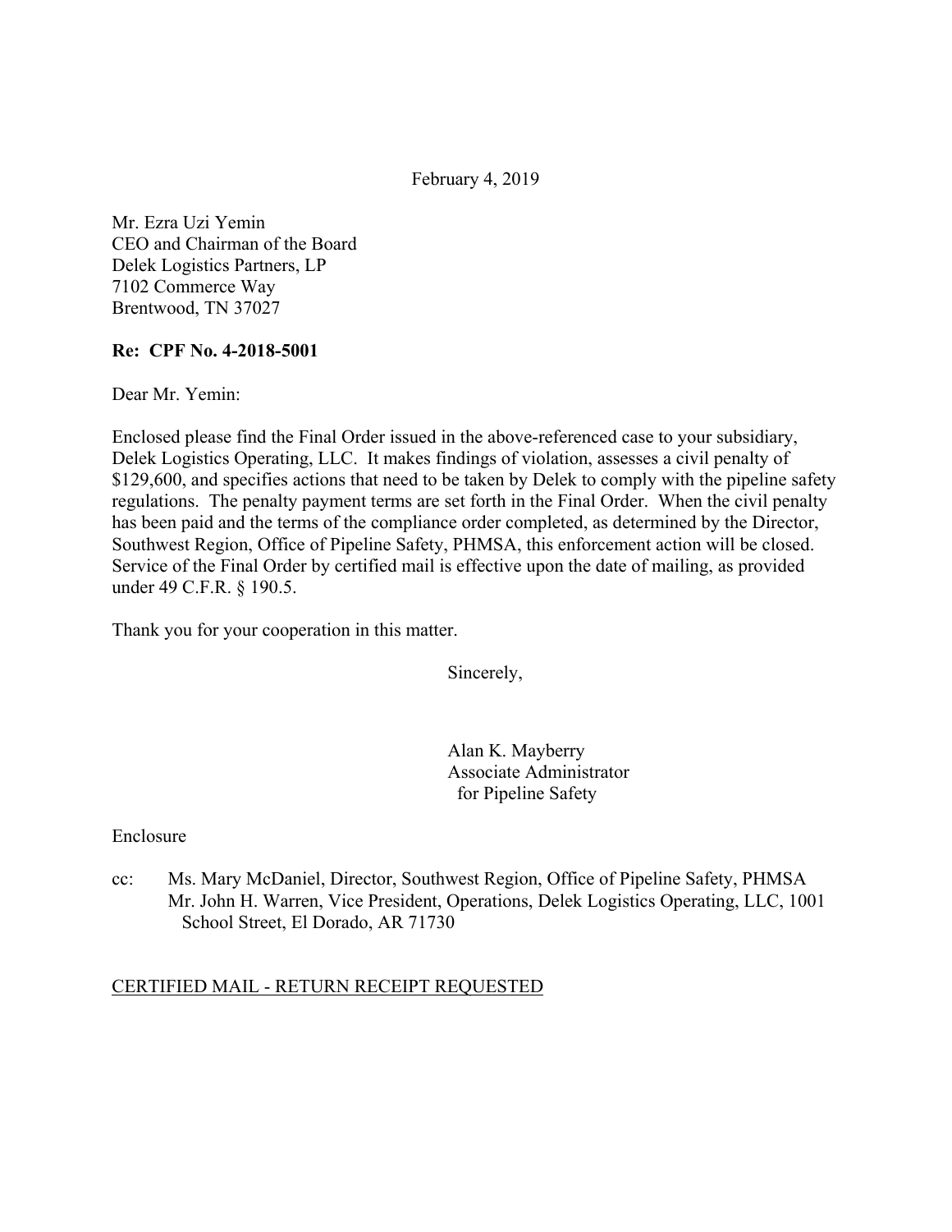February 4, 2019

Mr. Ezra Uzi Yemin
CEO and Chairman of the Board
Delek Logistics Partners, LP
7102 Commerce Way
Brentwood, TN 37027

**Re: CPF No. 4-2018-5001**

Dear Mr. Yemin:

Enclosed please find the Final Order issued in the above-referenced case to your subsidiary, Delek Logistics Operating, LLC. It makes findings of violation, assesses a civil penalty of $129,600, and specifies actions that need to be taken by Delek to comply with the pipeline safety regulations. The penalty payment terms are set forth in the Final Order. When the civil penalty has been paid and the terms of the compliance order completed, as determined by the Director, Southwest Region, Office of Pipeline Safety, PHMSA, this enforcement action will be closed. Service of the Final Order by certified mail is effective upon the date of mailing, as provided under 49 C.F.R. § 190.5.

Thank you for your cooperation in this matter.

Sincerely,

Alan K. Mayberry
Associate Administrator
for Pipeline Safety

Enclosure

cc: Ms. Mary McDaniel, Director, Southwest Region, Office of Pipeline Safety, PHMSA
Mr. John H. Warren, Vice President, Operations, Delek Logistics Operating, LLC, 1001 School Street, El Dorado, AR 71730

CERTIFIED MAIL - RETURN RECEIPT REQUESTED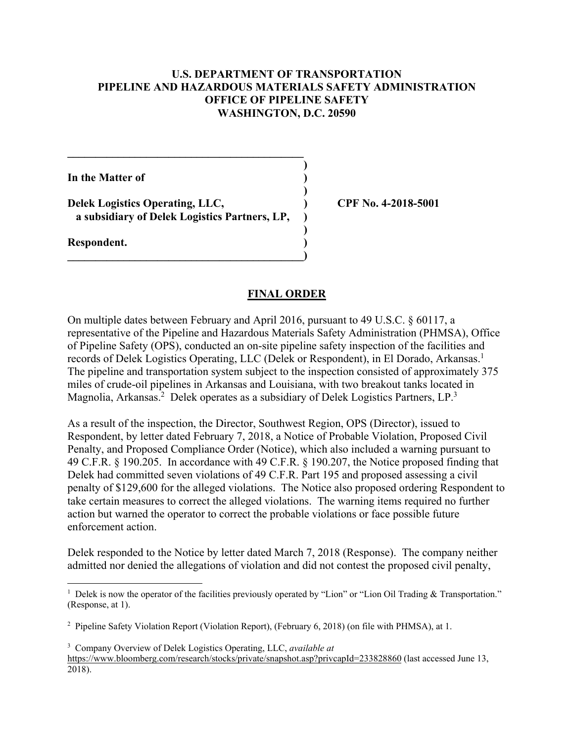**U.S. DEPARTMENT OF TRANSPORTATION**
**PIPELINE AND HAZARDOUS MATERIALS SAFETY ADMINISTRATION**
**OFFICE OF PIPELINE SAFETY**
**WASHINGTON, D.C. 20590**

| | |
|---|---|
| **In the Matter of** | |
| **Delek Logistics Operating, LLC,** **a subsidiary of Delek Logistics Partners, LP,** | **CPF No. 4-2018-5001** |
| **Respondent.** | |

## FINAL ORDER

On multiple dates between February and April 2016, pursuant to 49 U.S.C. § 60117, a representative of the Pipeline and Hazardous Materials Safety Administration (PHMSA), Office of Pipeline Safety (OPS), conducted an on-site pipeline safety inspection of the facilities and records of Delek Logistics Operating, LLC (Delek or Respondent), in El Dorado, Arkansas.[1] The pipeline and transportation system subject to the inspection consisted of approximately 375 miles of crude-oil pipelines in Arkansas and Louisiana, with two breakout tanks located in Magnolia, Arkansas.[2] Delek operates as a subsidiary of Delek Logistics Partners, LP.[3]

As a result of the inspection, the Director, Southwest Region, OPS (Director), issued to Respondent, by letter dated February 7, 2018, a Notice of Probable Violation, Proposed Civil Penalty, and Proposed Compliance Order (Notice), which also included a warning pursuant to 49 C.F.R. § 190.205. In accordance with 49 C.F.R. § 190.207, the Notice proposed finding that Delek had committed seven violations of 49 C.F.R. Part 195 and proposed assessing a civil penalty of $129,600 for the alleged violations. The Notice also proposed ordering Respondent to take certain measures to correct the alleged violations. The warning items required no further action but warned the operator to correct the probable violations or face possible future enforcement action.

Delek responded to the Notice by letter dated March 7, 2018 (Response). The company neither admitted nor denied the allegations of violation and did not contest the proposed civil penalty,

---

[1] Delek is now the operator of the facilities previously operated by "Lion" or "Lion Oil Trading & Transportation." (Response, at 1).

[2] Pipeline Safety Violation Report (Violation Report), (February 6, 2018) (on file with PHMSA), at 1.

[3] Company Overview of Delek Logistics Operating, LLC, *available at* https://www.bloomberg.com/research/stocks/private/snapshot.asp?privcapId=233828860 (last accessed June 13, 2018).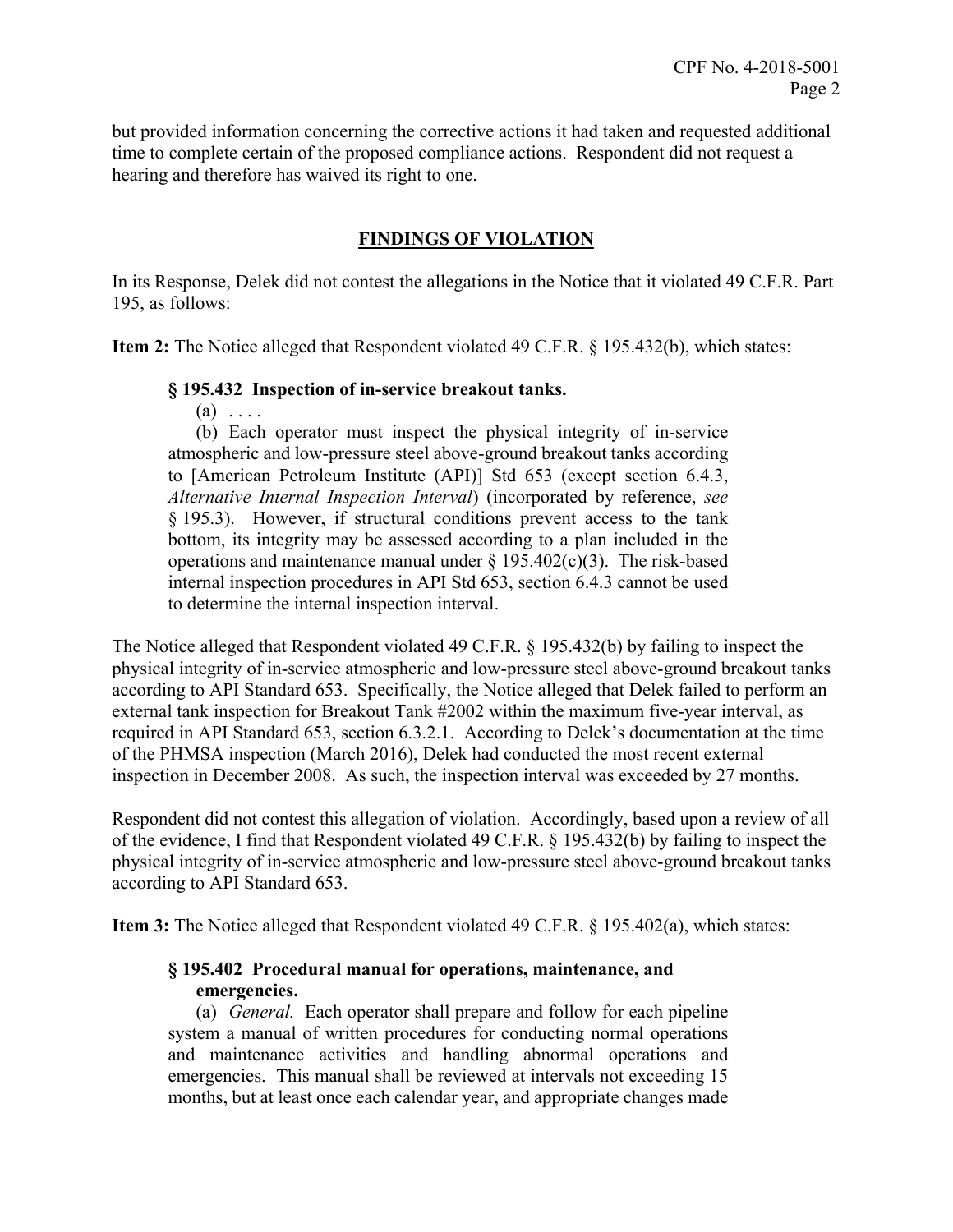but provided information concerning the corrective actions it had taken and requested additional time to complete certain of the proposed compliance actions. Respondent did not request a hearing and therefore has waived its right to one.

## FINDINGS OF VIOLATION

In its Response, Delek did not contest the allegations in the Notice that it violated 49 C.F.R. Part 195, as follows:

**Item 2:** The Notice alleged that Respondent violated 49 C.F.R. § 195.432(b), which states:

> **§ 195.432 Inspection of in-service breakout tanks.**
>
> (a) . . . .
>
> (b) Each operator must inspect the physical integrity of in-service atmospheric and low-pressure steel above-ground breakout tanks according to [American Petroleum Institute (API)] Std 653 (except section 6.4.3, *Alternative Internal Inspection Interval*) (incorporated by reference, *see* § 195.3). However, if structural conditions prevent access to the tank bottom, its integrity may be assessed according to a plan included in the operations and maintenance manual under § 195.402(c)(3). The risk-based internal inspection procedures in API Std 653, section 6.4.3 cannot be used to determine the internal inspection interval.

The Notice alleged that Respondent violated 49 C.F.R. § 195.432(b) by failing to inspect the physical integrity of in-service atmospheric and low-pressure steel above-ground breakout tanks according to API Standard 653. Specifically, the Notice alleged that Delek failed to perform an external tank inspection for Breakout Tank #2002 within the maximum five-year interval, as required in API Standard 653, section 6.3.2.1. According to Delek's documentation at the time of the PHMSA inspection (March 2016), Delek had conducted the most recent external inspection in December 2008. As such, the inspection interval was exceeded by 27 months.

Respondent did not contest this allegation of violation. Accordingly, based upon a review of all of the evidence, I find that Respondent violated 49 C.F.R. § 195.432(b) by failing to inspect the physical integrity of in-service atmospheric and low-pressure steel above-ground breakout tanks according to API Standard 653.

**Item 3:** The Notice alleged that Respondent violated 49 C.F.R. § 195.402(a), which states:

> **§ 195.402 Procedural manual for operations, maintenance, and emergencies.**
>
> (a) *General.* Each operator shall prepare and follow for each pipeline system a manual of written procedures for conducting normal operations and maintenance activities and handling abnormal operations and emergencies. This manual shall be reviewed at intervals not exceeding 15 months, but at least once each calendar year, and appropriate changes made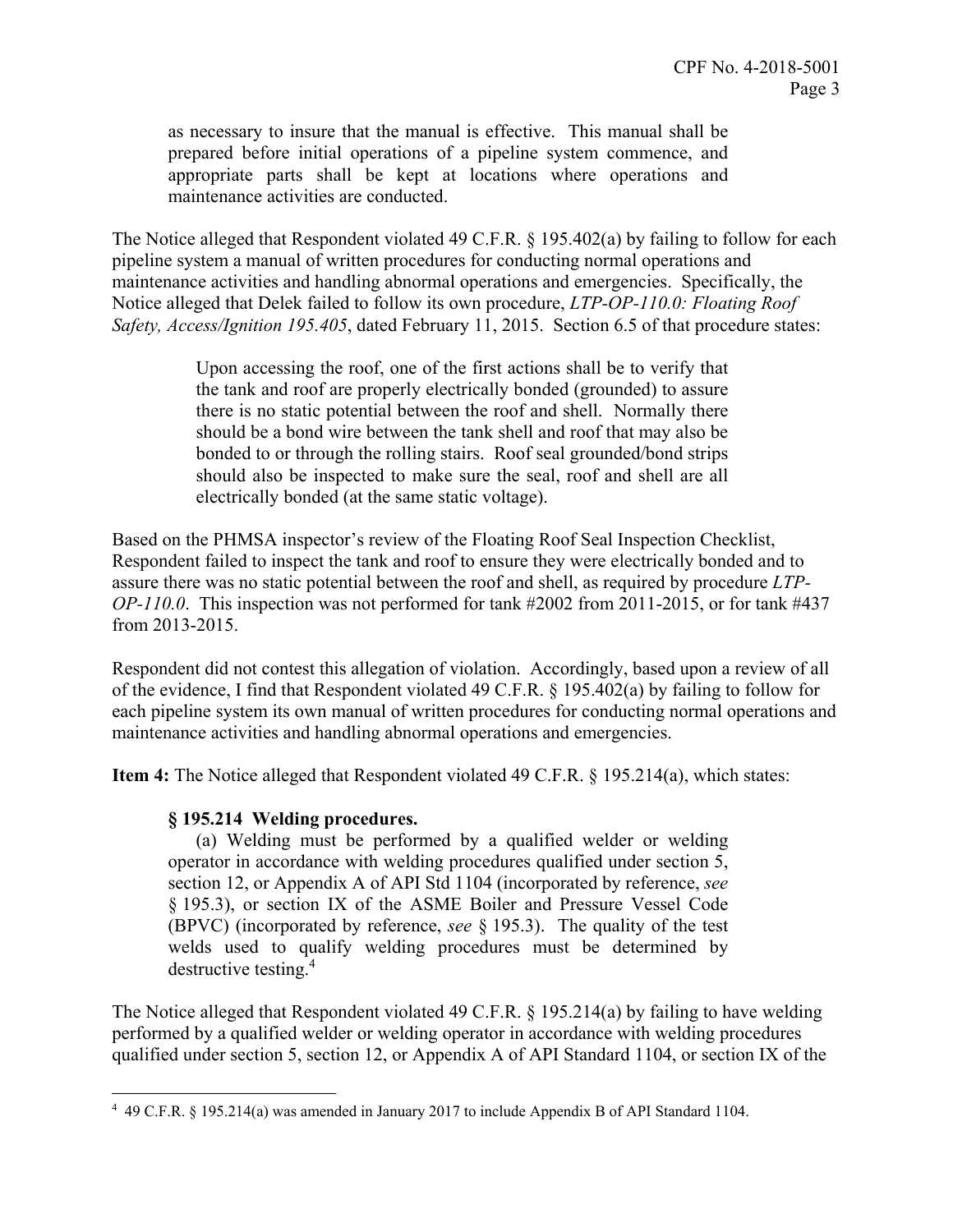> as necessary to insure that the manual is effective. This manual shall be prepared before initial operations of a pipeline system commence, and appropriate parts shall be kept at locations where operations and maintenance activities are conducted.

The Notice alleged that Respondent violated 49 C.F.R. § 195.402(a) by failing to follow for each pipeline system a manual of written procedures for conducting normal operations and maintenance activities and handling abnormal operations and emergencies. Specifically, the Notice alleged that Delek failed to follow its own procedure, *LTP-OP-110.0: Floating Roof Safety, Access/Ignition 195.405*, dated February 11, 2015. Section 6.5 of that procedure states:

> Upon accessing the roof, one of the first actions shall be to verify that the tank and roof are properly electrically bonded (grounded) to assure there is no static potential between the roof and shell. Normally there should be a bond wire between the tank shell and roof that may also be bonded to or through the rolling stairs. Roof seal grounded/bond strips should also be inspected to make sure the seal, roof and shell are all electrically bonded (at the same static voltage).

Based on the PHMSA inspector's review of the Floating Roof Seal Inspection Checklist, Respondent failed to inspect the tank and roof to ensure they were electrically bonded and to assure there was no static potential between the roof and shell, as required by procedure *LTP-OP-110.0*. This inspection was not performed for tank #2002 from 2011-2015, or for tank #437 from 2013-2015.

Respondent did not contest this allegation of violation. Accordingly, based upon a review of all of the evidence, I find that Respondent violated 49 C.F.R. § 195.402(a) by failing to follow for each pipeline system its own manual of written procedures for conducting normal operations and maintenance activities and handling abnormal operations and emergencies.

**Item 4:** The Notice alleged that Respondent violated 49 C.F.R. § 195.214(a), which states:

> **§ 195.214 Welding procedures.**
>
> (a) Welding must be performed by a qualified welder or welding operator in accordance with welding procedures qualified under section 5, section 12, or Appendix A of API Std 1104 (incorporated by reference, *see* § 195.3), or section IX of the ASME Boiler and Pressure Vessel Code (BPVC) (incorporated by reference, *see* § 195.3). The quality of the test welds used to qualify welding procedures must be determined by destructive testing.[4]

The Notice alleged that Respondent violated 49 C.F.R. § 195.214(a) by failing to have welding performed by a qualified welder or welding operator in accordance with welding procedures qualified under section 5, section 12, or Appendix A of API Standard 1104, or section IX of the

---

[4] 49 C.F.R. § 195.214(a) was amended in January 2017 to include Appendix B of API Standard 1104.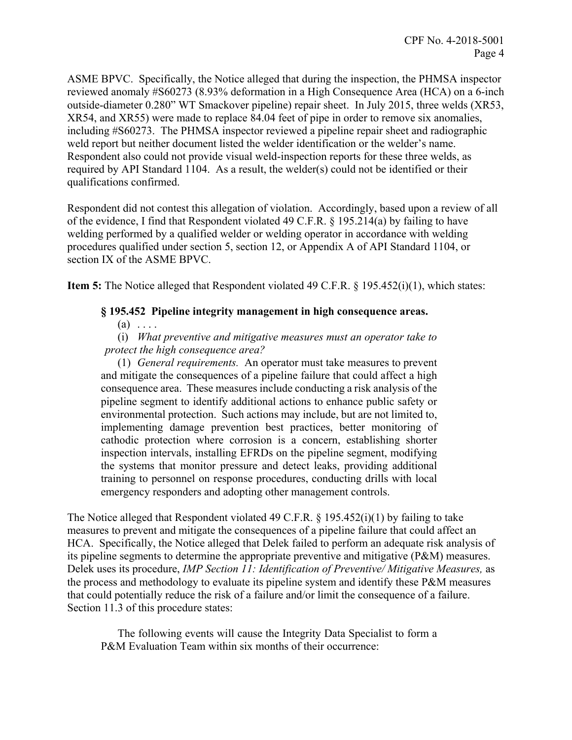ASME BPVC. Specifically, the Notice alleged that during the inspection, the PHMSA inspector reviewed anomaly #S60273 (8.93% deformation in a High Consequence Area (HCA) on a 6-inch outside-diameter 0.280" WT Smackover pipeline) repair sheet. In July 2015, three welds (XR53, XR54, and XR55) were made to replace 84.04 feet of pipe in order to remove six anomalies, including #S60273. The PHMSA inspector reviewed a pipeline repair sheet and radiographic weld report but neither document listed the welder identification or the welder's name. Respondent also could not provide visual weld-inspection reports for these three welds, as required by API Standard 1104. As a result, the welder(s) could not be identified or their qualifications confirmed.

Respondent did not contest this allegation of violation. Accordingly, based upon a review of all of the evidence, I find that Respondent violated 49 C.F.R. § 195.214(a) by failing to have welding performed by a qualified welder or welding operator in accordance with welding procedures qualified under section 5, section 12, or Appendix A of API Standard 1104, or section IX of the ASME BPVC.

**Item 5:** The Notice alleged that Respondent violated 49 C.F.R. § 195.452(i)(1), which states:

> **§ 195.452 Pipeline integrity management in high consequence areas.**
>
> (a) . . . .
>
> (i) *What preventive and mitigative measures must an operator take to protect the high consequence area?*
>
> (1) *General requirements.* An operator must take measures to prevent and mitigate the consequences of a pipeline failure that could affect a high consequence area. These measures include conducting a risk analysis of the pipeline segment to identify additional actions to enhance public safety or environmental protection. Such actions may include, but are not limited to, implementing damage prevention best practices, better monitoring of cathodic protection where corrosion is a concern, establishing shorter inspection intervals, installing EFRDs on the pipeline segment, modifying the systems that monitor pressure and detect leaks, providing additional training to personnel on response procedures, conducting drills with local emergency responders and adopting other management controls.

The Notice alleged that Respondent violated 49 C.F.R. § 195.452(i)(1) by failing to take measures to prevent and mitigate the consequences of a pipeline failure that could affect an HCA. Specifically, the Notice alleged that Delek failed to perform an adequate risk analysis of its pipeline segments to determine the appropriate preventive and mitigative (P&M) measures. Delek uses its procedure, *IMP Section 11: Identification of Preventive/ Mitigative Measures,* as the process and methodology to evaluate its pipeline system and identify these P&M measures that could potentially reduce the risk of a failure and/or limit the consequence of a failure. Section 11.3 of this procedure states:

> The following events will cause the Integrity Data Specialist to form a P&M Evaluation Team within six months of their occurrence: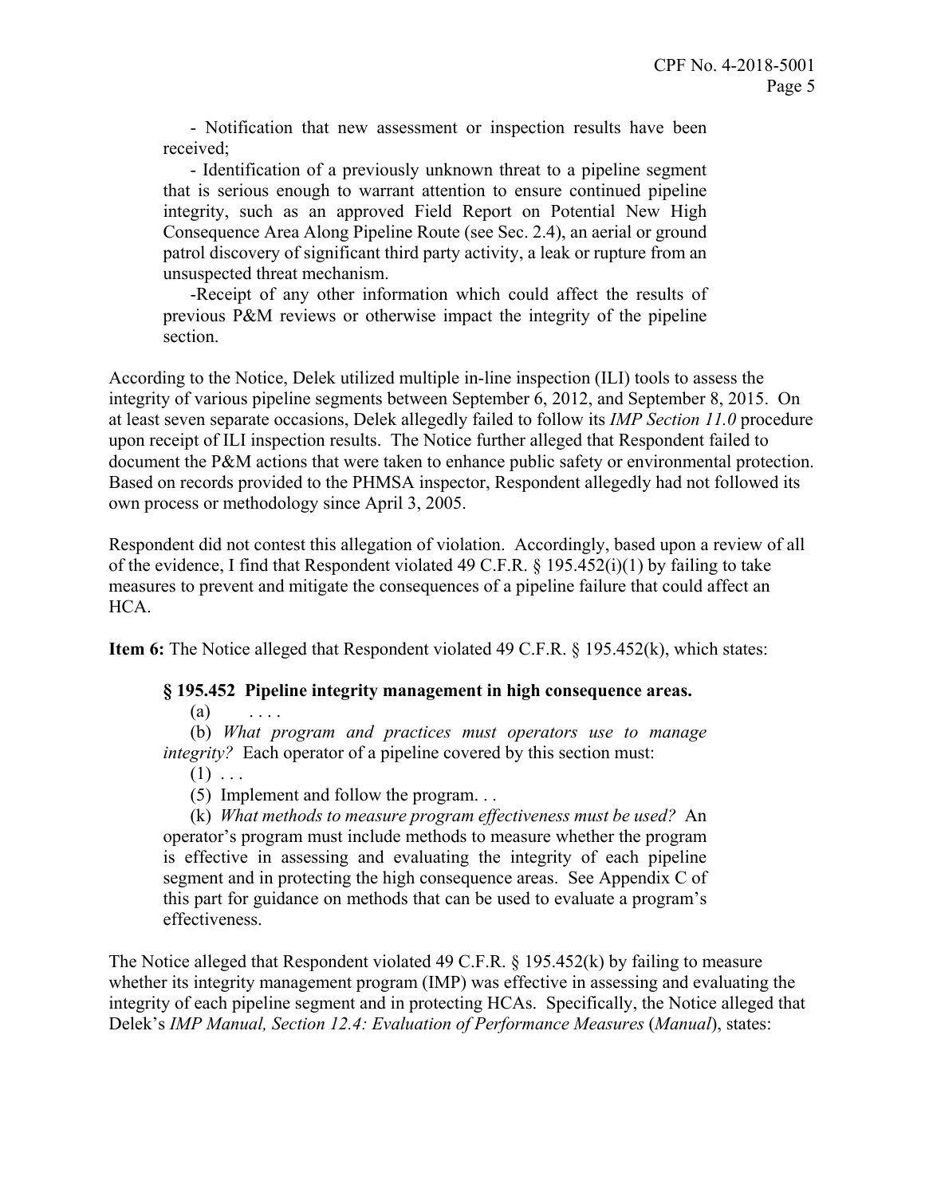- Notification that new assessment or inspection results have been received;

- Identification of a previously unknown threat to a pipeline segment that is serious enough to warrant attention to ensure continued pipeline integrity, such as an approved Field Report on Potential New High Consequence Area Along Pipeline Route (see Sec. 2.4), an aerial or ground patrol discovery of significant third party activity, a leak or rupture from an unsuspected threat mechanism.

-Receipt of any other information which could affect the results of previous P&M reviews or otherwise impact the integrity of the pipeline section.

According to the Notice, Delek utilized multiple in-line inspection (ILI) tools to assess the integrity of various pipeline segments between September 6, 2012, and September 8, 2015. On at least seven separate occasions, Delek allegedly failed to follow its *IMP Section 11.0* procedure upon receipt of ILI inspection results. The Notice further alleged that Respondent failed to document the P&M actions that were taken to enhance public safety or environmental protection. Based on records provided to the PHMSA inspector, Respondent allegedly had not followed its own process or methodology since April 3, 2005.

Respondent did not contest this allegation of violation. Accordingly, based upon a review of all of the evidence, I find that Respondent violated 49 C.F.R. § 195.452(i)(1) by failing to take measures to prevent and mitigate the consequences of a pipeline failure that could affect an HCA.

**Item 6:** The Notice alleged that Respondent violated 49 C.F.R. § 195.452(k), which states:

**§ 195.452 Pipeline integrity management in high consequence areas.**

(a) . . . .

(b) *What program and practices must operators use to manage integrity?* Each operator of a pipeline covered by this section must:

(1) . . .

(5) Implement and follow the program. . .

(k) *What methods to measure program effectiveness must be used?* An operator's program must include methods to measure whether the program is effective in assessing and evaluating the integrity of each pipeline segment and in protecting the high consequence areas. See Appendix C of this part for guidance on methods that can be used to evaluate a program's effectiveness.

The Notice alleged that Respondent violated 49 C.F.R. § 195.452(k) by failing to measure whether its integrity management program (IMP) was effective in assessing and evaluating the integrity of each pipeline segment and in protecting HCAs. Specifically, the Notice alleged that Delek's *IMP Manual, Section 12.4: Evaluation of Performance Measures* (*Manual*), states: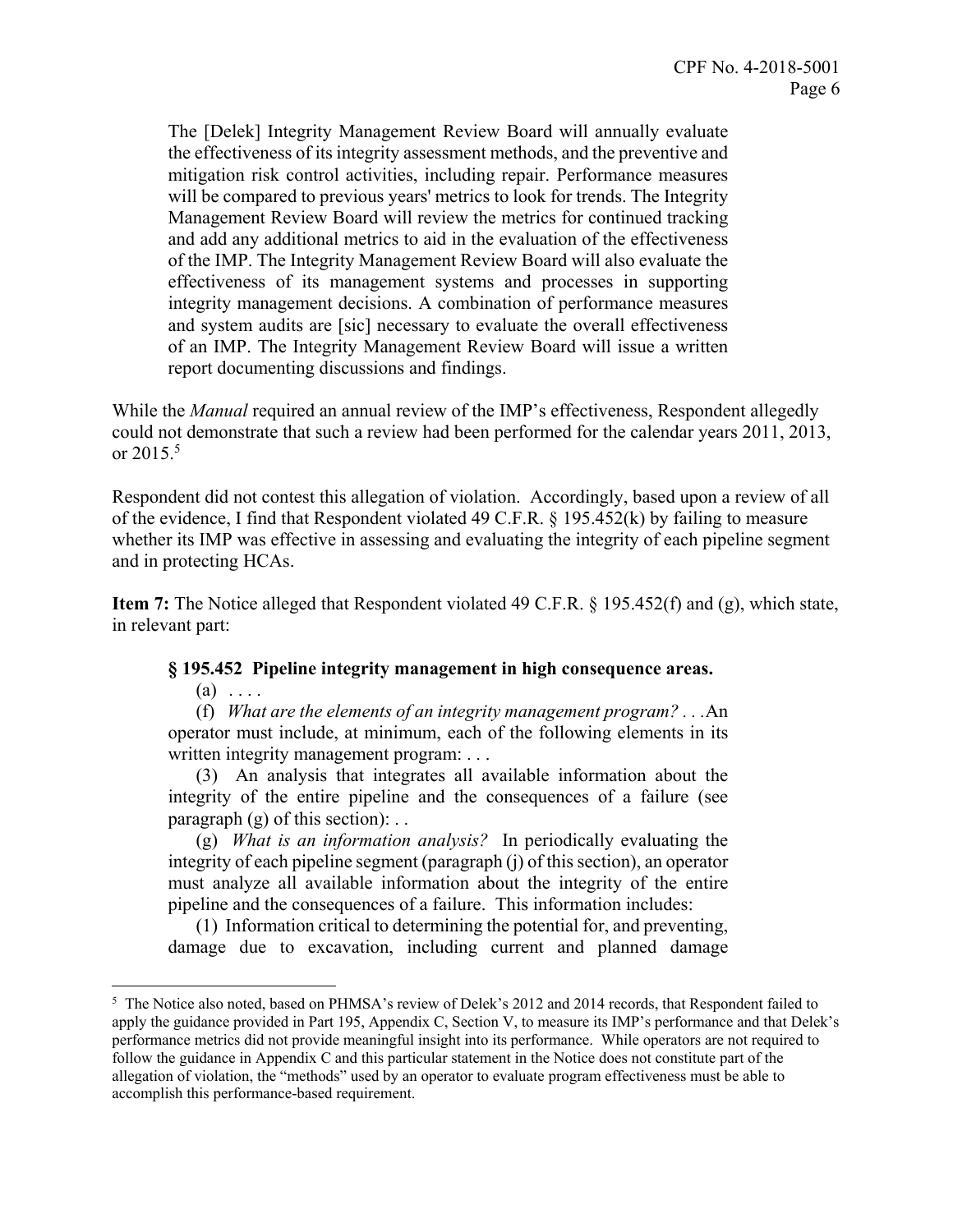> The [Delek] Integrity Management Review Board will annually evaluate the effectiveness of its integrity assessment methods, and the preventive and mitigation risk control activities, including repair. Performance measures will be compared to previous years' metrics to look for trends. The Integrity Management Review Board will review the metrics for continued tracking and add any additional metrics to aid in the evaluation of the effectiveness of the IMP. The Integrity Management Review Board will also evaluate the effectiveness of its management systems and processes in supporting integrity management decisions. A combination of performance measures and system audits are [sic] necessary to evaluate the overall effectiveness of an IMP. The Integrity Management Review Board will issue a written report documenting discussions and findings.

While the *Manual* required an annual review of the IMP's effectiveness, Respondent allegedly could not demonstrate that such a review had been performed for the calendar years 2011, 2013, or 2015.[5]

Respondent did not contest this allegation of violation. Accordingly, based upon a review of all of the evidence, I find that Respondent violated 49 C.F.R. § 195.452(k) by failing to measure whether its IMP was effective in assessing and evaluating the integrity of each pipeline segment and in protecting HCAs.

**Item 7:** The Notice alleged that Respondent violated 49 C.F.R. § 195.452(f) and (g), which state, in relevant part:

> **§ 195.452 Pipeline integrity management in high consequence areas.**
>
> (a) . . . .
>
> (f) *What are the elements of an integrity management program?* . . .An operator must include, at minimum, each of the following elements in its written integrity management program: . . .
>
> (3) An analysis that integrates all available information about the integrity of the entire pipeline and the consequences of a failure (see paragraph (g) of this section): . .
>
> (g) *What is an information analysis?* In periodically evaluating the integrity of each pipeline segment (paragraph (j) of this section), an operator must analyze all available information about the integrity of the entire pipeline and the consequences of a failure. This information includes:
>
> (1) Information critical to determining the potential for, and preventing, damage due to excavation, including current and planned damage

[5] The Notice also noted, based on PHMSA's review of Delek's 2012 and 2014 records, that Respondent failed to apply the guidance provided in Part 195, Appendix C, Section V, to measure its IMP's performance and that Delek's performance metrics did not provide meaningful insight into its performance. While operators are not required to follow the guidance in Appendix C and this particular statement in the Notice does not constitute part of the allegation of violation, the "methods" used by an operator to evaluate program effectiveness must be able to accomplish this performance-based requirement.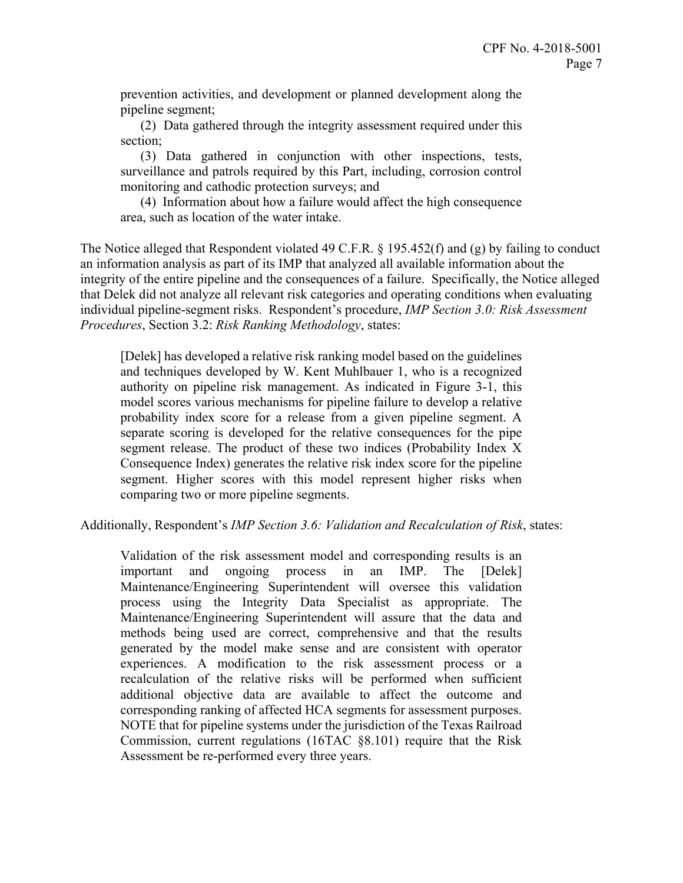prevention activities, and development or planned development along the pipeline segment;

(2) Data gathered through the integrity assessment required under this section;

(3) Data gathered in conjunction with other inspections, tests, surveillance and patrols required by this Part, including, corrosion control monitoring and cathodic protection surveys; and

(4) Information about how a failure would affect the high consequence area, such as location of the water intake.

The Notice alleged that Respondent violated 49 C.F.R. § 195.452(f) and (g) by failing to conduct an information analysis as part of its IMP that analyzed all available information about the integrity of the entire pipeline and the consequences of a failure. Specifically, the Notice alleged that Delek did not analyze all relevant risk categories and operating conditions when evaluating individual pipeline-segment risks. Respondent's procedure, *IMP Section 3.0: Risk Assessment Procedures*, Section 3.2: *Risk Ranking Methodology*, states:

> [Delek] has developed a relative risk ranking model based on the guidelines and techniques developed by W. Kent Muhlbauer 1, who is a recognized authority on pipeline risk management. As indicated in Figure 3-1, this model scores various mechanisms for pipeline failure to develop a relative probability index score for a release from a given pipeline segment. A separate scoring is developed for the relative consequences for the pipe segment release. The product of these two indices (Probability Index X Consequence Index) generates the relative risk index score for the pipeline segment. Higher scores with this model represent higher risks when comparing two or more pipeline segments.

Additionally, Respondent's *IMP Section 3.6: Validation and Recalculation of Risk*, states:

> Validation of the risk assessment model and corresponding results is an important and ongoing process in an IMP. The [Delek] Maintenance/Engineering Superintendent will oversee this validation process using the Integrity Data Specialist as appropriate. The Maintenance/Engineering Superintendent will assure that the data and methods being used are correct, comprehensive and that the results generated by the model make sense and are consistent with operator experiences. A modification to the risk assessment process or a recalculation of the relative risks will be performed when sufficient additional objective data are available to affect the outcome and corresponding ranking of affected HCA segments for assessment purposes. NOTE that for pipeline systems under the jurisdiction of the Texas Railroad Commission, current regulations (16TAC §8.101) require that the Risk Assessment be re-performed every three years.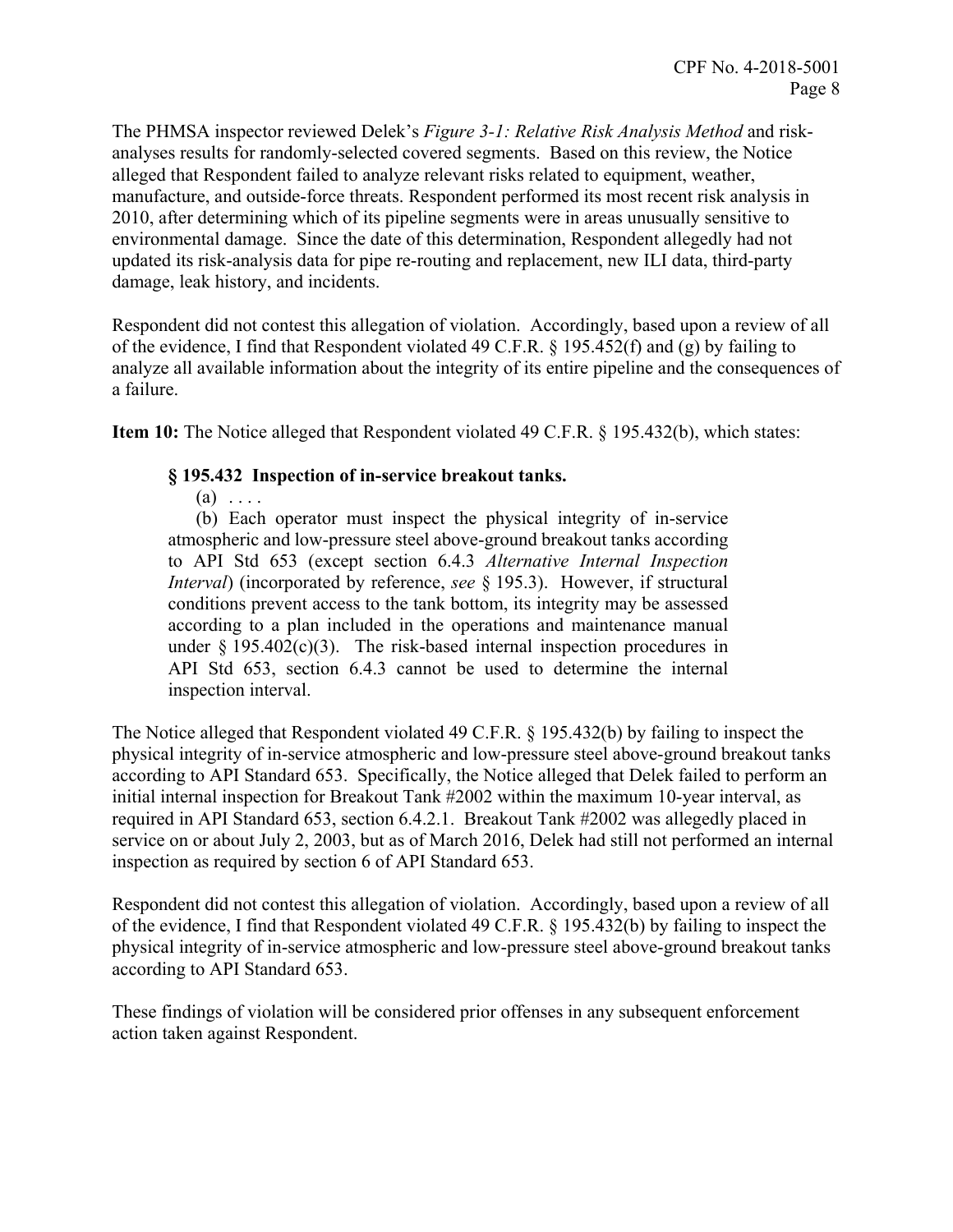The PHMSA inspector reviewed Delek's *Figure 3-1: Relative Risk Analysis Method* and risk-analyses results for randomly-selected covered segments. Based on this review, the Notice alleged that Respondent failed to analyze relevant risks related to equipment, weather, manufacture, and outside-force threats. Respondent performed its most recent risk analysis in 2010, after determining which of its pipeline segments were in areas unusually sensitive to environmental damage. Since the date of this determination, Respondent allegedly had not updated its risk-analysis data for pipe re-routing and replacement, new ILI data, third-party damage, leak history, and incidents.

Respondent did not contest this allegation of violation. Accordingly, based upon a review of all of the evidence, I find that Respondent violated 49 C.F.R. § 195.452(f) and (g) by failing to analyze all available information about the integrity of its entire pipeline and the consequences of a failure.

**Item 10:** The Notice alleged that Respondent violated 49 C.F.R. § 195.432(b), which states:

> **§ 195.432 Inspection of in-service breakout tanks.**
>
> (a) . . . .
>
> (b) Each operator must inspect the physical integrity of in-service atmospheric and low-pressure steel above-ground breakout tanks according to API Std 653 (except section 6.4.3 *Alternative Internal Inspection Interval*) (incorporated by reference, *see* § 195.3). However, if structural conditions prevent access to the tank bottom, its integrity may be assessed according to a plan included in the operations and maintenance manual under § 195.402(c)(3). The risk-based internal inspection procedures in API Std 653, section 6.4.3 cannot be used to determine the internal inspection interval.

The Notice alleged that Respondent violated 49 C.F.R. § 195.432(b) by failing to inspect the physical integrity of in-service atmospheric and low-pressure steel above-ground breakout tanks according to API Standard 653. Specifically, the Notice alleged that Delek failed to perform an initial internal inspection for Breakout Tank #2002 within the maximum 10-year interval, as required in API Standard 653, section 6.4.2.1. Breakout Tank #2002 was allegedly placed in service on or about July 2, 2003, but as of March 2016, Delek had still not performed an internal inspection as required by section 6 of API Standard 653.

Respondent did not contest this allegation of violation. Accordingly, based upon a review of all of the evidence, I find that Respondent violated 49 C.F.R. § 195.432(b) by failing to inspect the physical integrity of in-service atmospheric and low-pressure steel above-ground breakout tanks according to API Standard 653.

These findings of violation will be considered prior offenses in any subsequent enforcement action taken against Respondent.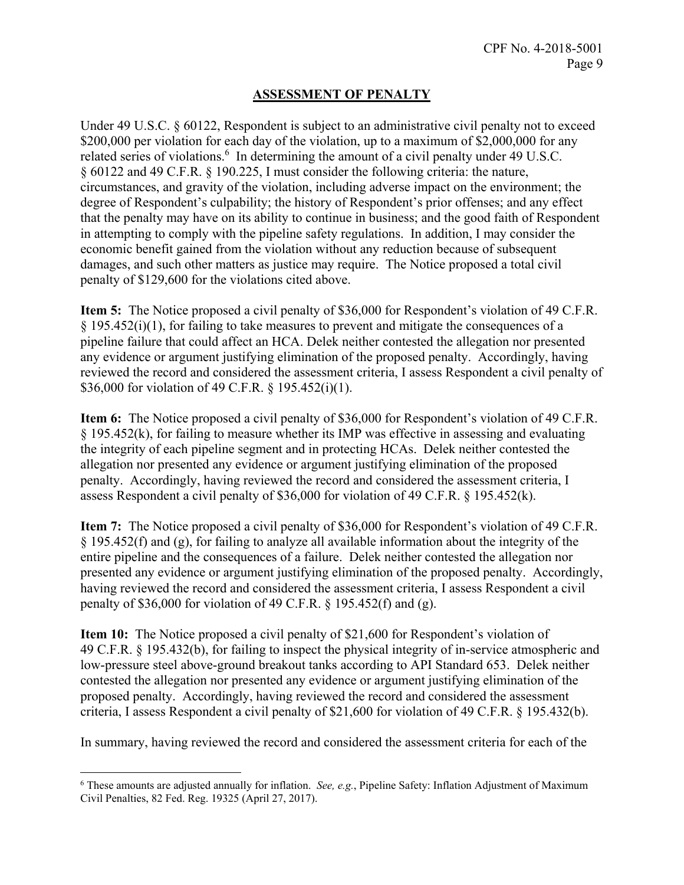## ASSESSMENT OF PENALTY

Under 49 U.S.C. § 60122, Respondent is subject to an administrative civil penalty not to exceed $200,000 per violation for each day of the violation, up to a maximum of $2,000,000 for any related series of violations.[6] In determining the amount of a civil penalty under 49 U.S.C. § 60122 and 49 C.F.R. § 190.225, I must consider the following criteria: the nature, circumstances, and gravity of the violation, including adverse impact on the environment; the degree of Respondent's culpability; the history of Respondent's prior offenses; and any effect that the penalty may have on its ability to continue in business; and the good faith of Respondent in attempting to comply with the pipeline safety regulations. In addition, I may consider the economic benefit gained from the violation without any reduction because of subsequent damages, and such other matters as justice may require. The Notice proposed a total civil penalty of $129,600 for the violations cited above.

**Item 5:** The Notice proposed a civil penalty of $36,000 for Respondent's violation of 49 C.F.R. § 195.452(i)(1), for failing to take measures to prevent and mitigate the consequences of a pipeline failure that could affect an HCA. Delek neither contested the allegation nor presented any evidence or argument justifying elimination of the proposed penalty. Accordingly, having reviewed the record and considered the assessment criteria, I assess Respondent a civil penalty of $36,000 for violation of 49 C.F.R. § 195.452(i)(1).

**Item 6:** The Notice proposed a civil penalty of $36,000 for Respondent's violation of 49 C.F.R. § 195.452(k), for failing to measure whether its IMP was effective in assessing and evaluating the integrity of each pipeline segment and in protecting HCAs. Delek neither contested the allegation nor presented any evidence or argument justifying elimination of the proposed penalty. Accordingly, having reviewed the record and considered the assessment criteria, I assess Respondent a civil penalty of $36,000 for violation of 49 C.F.R. § 195.452(k).

**Item 7:** The Notice proposed a civil penalty of $36,000 for Respondent's violation of 49 C.F.R. § 195.452(f) and (g), for failing to analyze all available information about the integrity of the entire pipeline and the consequences of a failure. Delek neither contested the allegation nor presented any evidence or argument justifying elimination of the proposed penalty. Accordingly, having reviewed the record and considered the assessment criteria, I assess Respondent a civil penalty of $36,000 for violation of 49 C.F.R. § 195.452(f) and (g).

**Item 10:** The Notice proposed a civil penalty of $21,600 for Respondent's violation of 49 C.F.R. § 195.432(b), for failing to inspect the physical integrity of in-service atmospheric and low-pressure steel above-ground breakout tanks according to API Standard 653. Delek neither contested the allegation nor presented any evidence or argument justifying elimination of the proposed penalty. Accordingly, having reviewed the record and considered the assessment criteria, I assess Respondent a civil penalty of $21,600 for violation of 49 C.F.R. § 195.432(b).

In summary, having reviewed the record and considered the assessment criteria for each of the

[6] These amounts are adjusted annually for inflation. *See, e.g.*, Pipeline Safety: Inflation Adjustment of Maximum Civil Penalties, 82 Fed. Reg. 19325 (April 27, 2017).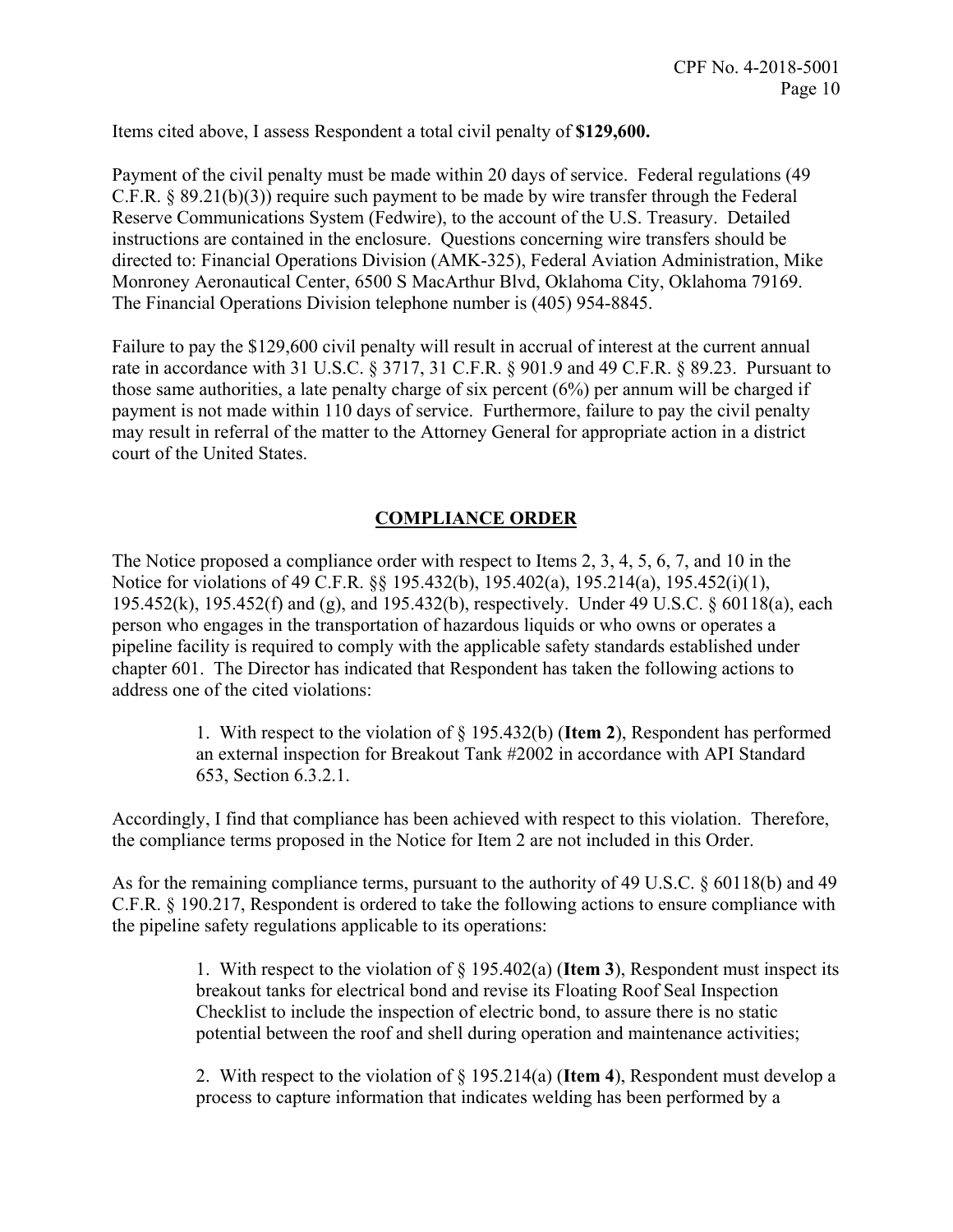Items cited above, I assess Respondent a total civil penalty of **$129,600.**

Payment of the civil penalty must be made within 20 days of service. Federal regulations (49 C.F.R. § 89.21(b)(3)) require such payment to be made by wire transfer through the Federal Reserve Communications System (Fedwire), to the account of the U.S. Treasury. Detailed instructions are contained in the enclosure. Questions concerning wire transfers should be directed to: Financial Operations Division (AMK-325), Federal Aviation Administration, Mike Monroney Aeronautical Center, 6500 S MacArthur Blvd, Oklahoma City, Oklahoma 79169. The Financial Operations Division telephone number is (405) 954-8845.

Failure to pay the $129,600 civil penalty will result in accrual of interest at the current annual rate in accordance with 31 U.S.C. § 3717, 31 C.F.R. § 901.9 and 49 C.F.R. § 89.23. Pursuant to those same authorities, a late penalty charge of six percent (6%) per annum will be charged if payment is not made within 110 days of service. Furthermore, failure to pay the civil penalty may result in referral of the matter to the Attorney General for appropriate action in a district court of the United States.

## COMPLIANCE ORDER

The Notice proposed a compliance order with respect to Items 2, 3, 4, 5, 6, 7, and 10 in the Notice for violations of 49 C.F.R. §§ 195.432(b), 195.402(a), 195.214(a), 195.452(i)(1), 195.452(k), 195.452(f) and (g), and 195.432(b), respectively. Under 49 U.S.C. § 60118(a), each person who engages in the transportation of hazardous liquids or who owns or operates a pipeline facility is required to comply with the applicable safety standards established under chapter 601. The Director has indicated that Respondent has taken the following actions to address one of the cited violations:

> 1. With respect to the violation of § 195.432(b) (**Item 2**), Respondent has performed an external inspection for Breakout Tank #2002 in accordance with API Standard 653, Section 6.3.2.1.

Accordingly, I find that compliance has been achieved with respect to this violation. Therefore, the compliance terms proposed in the Notice for Item 2 are not included in this Order.

As for the remaining compliance terms, pursuant to the authority of 49 U.S.C. § 60118(b) and 49 C.F.R. § 190.217, Respondent is ordered to take the following actions to ensure compliance with the pipeline safety regulations applicable to its operations:

> 1. With respect to the violation of § 195.402(a) (**Item 3**), Respondent must inspect its breakout tanks for electrical bond and revise its Floating Roof Seal Inspection Checklist to include the inspection of electric bond, to assure there is no static potential between the roof and shell during operation and maintenance activities;
>
> 2. With respect to the violation of § 195.214(a) (**Item 4**), Respondent must develop a process to capture information that indicates welding has been performed by a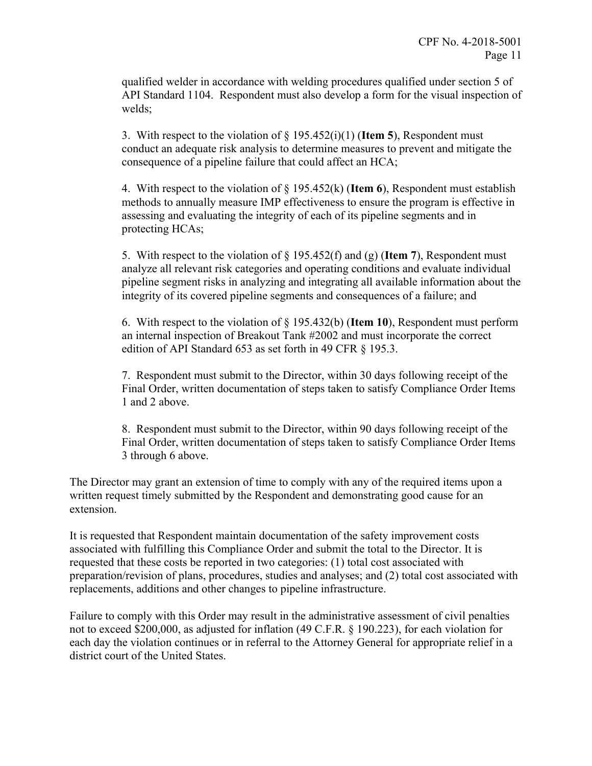qualified welder in accordance with welding procedures qualified under section 5 of API Standard 1104. Respondent must also develop a form for the visual inspection of welds;

3. With respect to the violation of § 195.452(i)(1) (**Item 5**), Respondent must conduct an adequate risk analysis to determine measures to prevent and mitigate the consequence of a pipeline failure that could affect an HCA;

4. With respect to the violation of § 195.452(k) (**Item 6**), Respondent must establish methods to annually measure IMP effectiveness to ensure the program is effective in assessing and evaluating the integrity of each of its pipeline segments and in protecting HCAs;

5. With respect to the violation of § 195.452(f) and (g) (**Item 7**), Respondent must analyze all relevant risk categories and operating conditions and evaluate individual pipeline segment risks in analyzing and integrating all available information about the integrity of its covered pipeline segments and consequences of a failure; and

6. With respect to the violation of § 195.432(b) (**Item 10**), Respondent must perform an internal inspection of Breakout Tank #2002 and must incorporate the correct edition of API Standard 653 as set forth in 49 CFR § 195.3.

7. Respondent must submit to the Director, within 30 days following receipt of the Final Order, written documentation of steps taken to satisfy Compliance Order Items 1 and 2 above.

8. Respondent must submit to the Director, within 90 days following receipt of the Final Order, written documentation of steps taken to satisfy Compliance Order Items 3 through 6 above.

The Director may grant an extension of time to comply with any of the required items upon a written request timely submitted by the Respondent and demonstrating good cause for an extension.

It is requested that Respondent maintain documentation of the safety improvement costs associated with fulfilling this Compliance Order and submit the total to the Director. It is requested that these costs be reported in two categories: (1) total cost associated with preparation/revision of plans, procedures, studies and analyses; and (2) total cost associated with replacements, additions and other changes to pipeline infrastructure.

Failure to comply with this Order may result in the administrative assessment of civil penalties not to exceed $200,000, as adjusted for inflation (49 C.F.R. § 190.223), for each violation for each day the violation continues or in referral to the Attorney General for appropriate relief in a district court of the United States.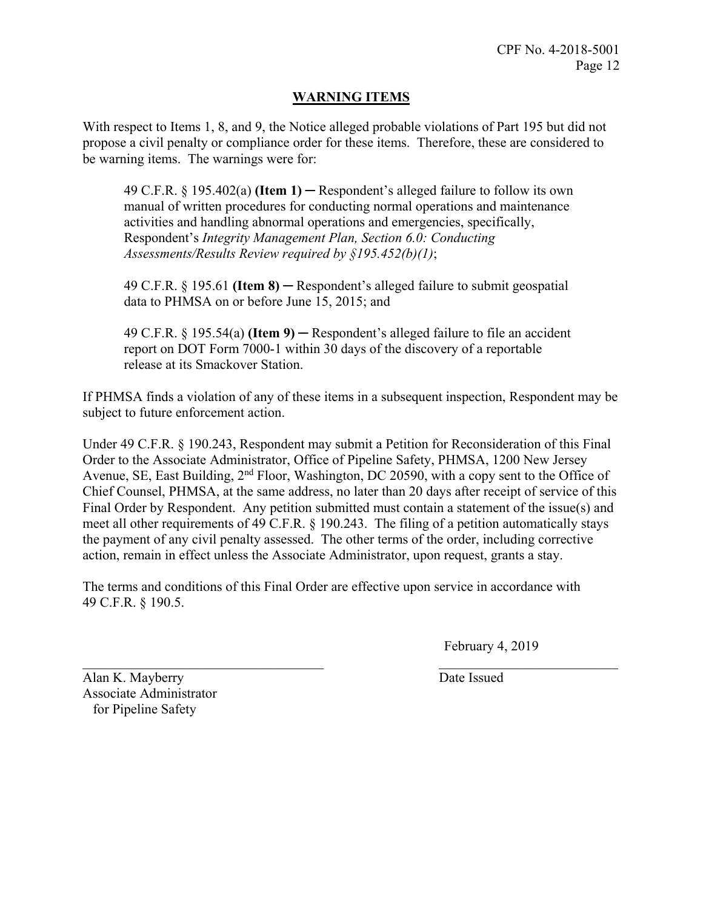## WARNING ITEMS

With respect to Items 1, 8, and 9, the Notice alleged probable violations of Part 195 but did not propose a civil penalty or compliance order for these items. Therefore, these are considered to be warning items. The warnings were for:

> 49 C.F.R. § 195.402(a) **(Item 1)** ─ Respondent's alleged failure to follow its own manual of written procedures for conducting normal operations and maintenance activities and handling abnormal operations and emergencies, specifically, Respondent's *Integrity Management Plan, Section 6.0: Conducting Assessments/Results Review required by §195.452(b)(1)*;
>
> 49 C.F.R. § 195.61 **(Item 8)** ─ Respondent's alleged failure to submit geospatial data to PHMSA on or before June 15, 2015; and
>
> 49 C.F.R. § 195.54(a) **(Item 9)** ─ Respondent's alleged failure to file an accident report on DOT Form 7000-1 within 30 days of the discovery of a reportable release at its Smackover Station.

If PHMSA finds a violation of any of these items in a subsequent inspection, Respondent may be subject to future enforcement action.

Under 49 C.F.R. § 190.243, Respondent may submit a Petition for Reconsideration of this Final Order to the Associate Administrator, Office of Pipeline Safety, PHMSA, 1200 New Jersey Avenue, SE, East Building, 2nd Floor, Washington, DC 20590, with a copy sent to the Office of Chief Counsel, PHMSA, at the same address, no later than 20 days after receipt of service of this Final Order by Respondent. Any petition submitted must contain a statement of the issue(s) and meet all other requirements of 49 C.F.R. § 190.243. The filing of a petition automatically stays the payment of any civil penalty assessed. The other terms of the order, including corrective action, remain in effect unless the Associate Administrator, upon request, grants a stay.

The terms and conditions of this Final Order are effective upon service in accordance with 49 C.F.R. § 190.5.

February 4, 2019

\_\_\_\_\_\_\_\_\_\_\_\_\_\_\_\_\_\_\_\_\_\_\_\_\_\_\_\_\_\_\_\_\_\_\_ \_\_\_\_\_\_\_\_\_\_\_\_\_\_\_\_\_\_\_\_\_\_\_\_\_\_\_\_

Alan K. Mayberry
Associate Administrator
for Pipeline Safety

Date Issued